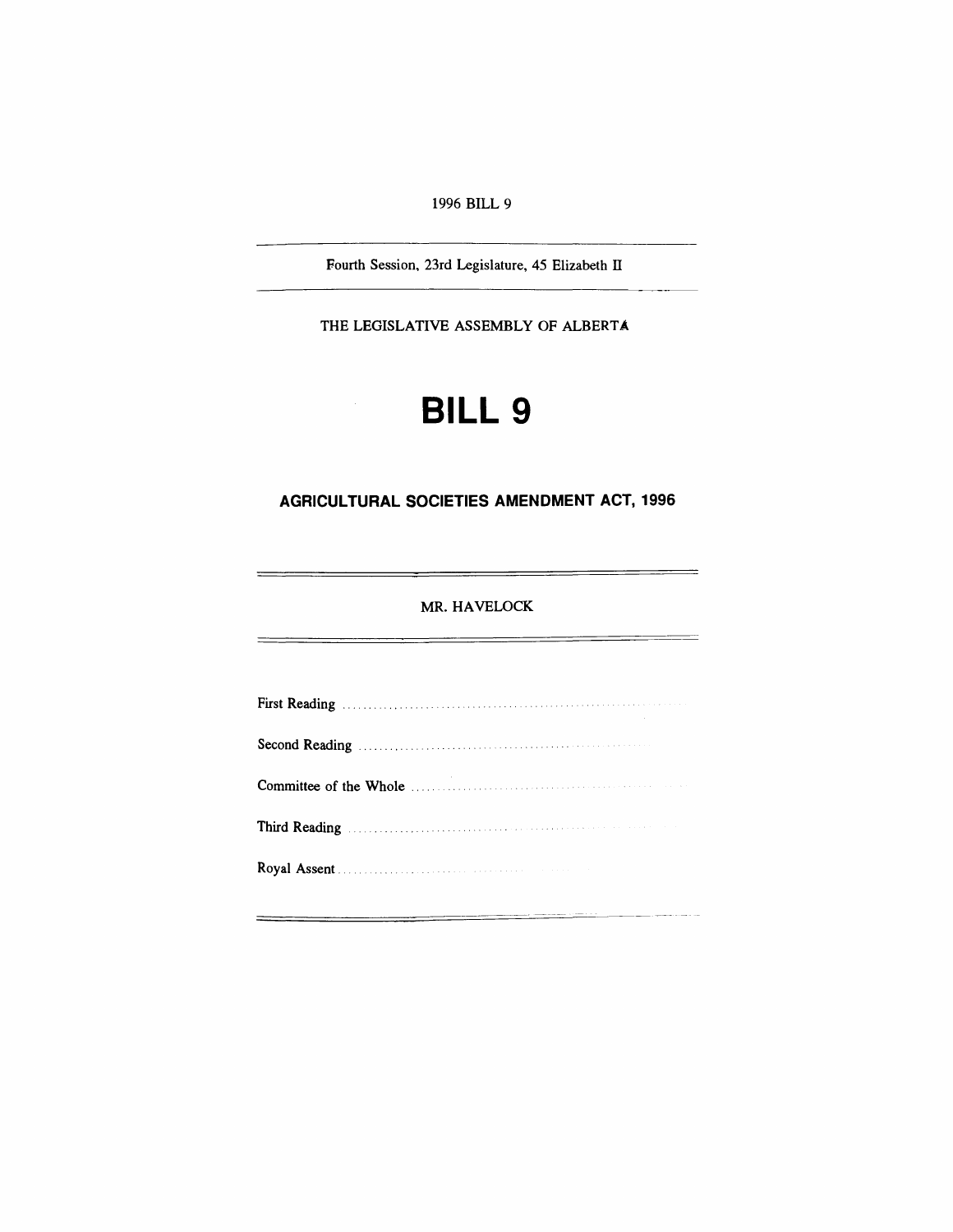1996 BILL 9

Fourth Session, 23rd Legislature, 45 Elizabeth II

THE LEGISLATIVE ASSEMBLY OF ALBERTA

# BILL 9

## AGRICULTURAL SOCIETIES AMENDMENT ACT, 1996

MR. HAVELOCK

First Reading ..........................................................................

Second Reading ..........................................................................

Committee of the Whole ..........................................................................

Third Reading ..........................................................................

Royal Assent ..........................................................................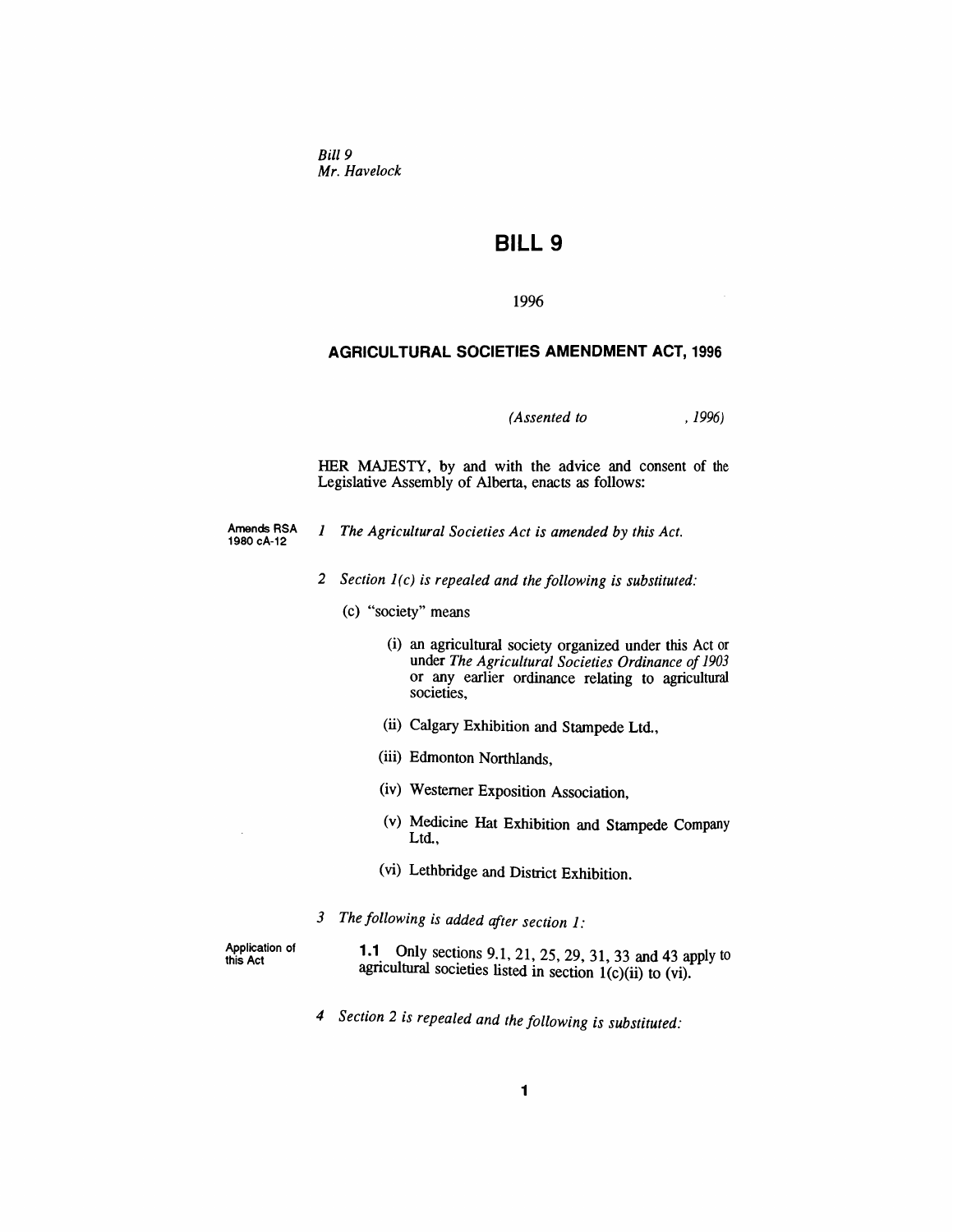*Bill 9*
*Mr. Havelock*

# BILL 9

1996

## AGRICULTURAL SOCIETIES AMENDMENT ACT, 1996

*(Assented to , 1996)*

HER MAJESTY, by and with the advice and consent of the Legislative Assembly of Alberta, enacts as follows:

Amends RSA 1980 cA-12

*1 The Agricultural Societies Act is amended by this Act.*

*2 Section 1(c) is repealed and the following is substituted:*

(c) "society" means

(i) an agricultural society organized under this Act or under *The Agricultural Societies Ordinance of 1903* or any earlier ordinance relating to agricultural societies,

(ii) Calgary Exhibition and Stampede Ltd.,

(iii) Edmonton Northlands,

(iv) Westerner Exposition Association,

(v) Medicine Hat Exhibition and Stampede Company Ltd.,

(vi) Lethbridge and District Exhibition.

*3 The following is added after section 1:*

Application of this Act

**1.1** Only sections 9.1, 21, 25, 29, 31, 33 and 43 apply to agricultural societies listed in section 1(c)(ii) to (vi).

*4 Section 2 is repealed and the following is substituted:*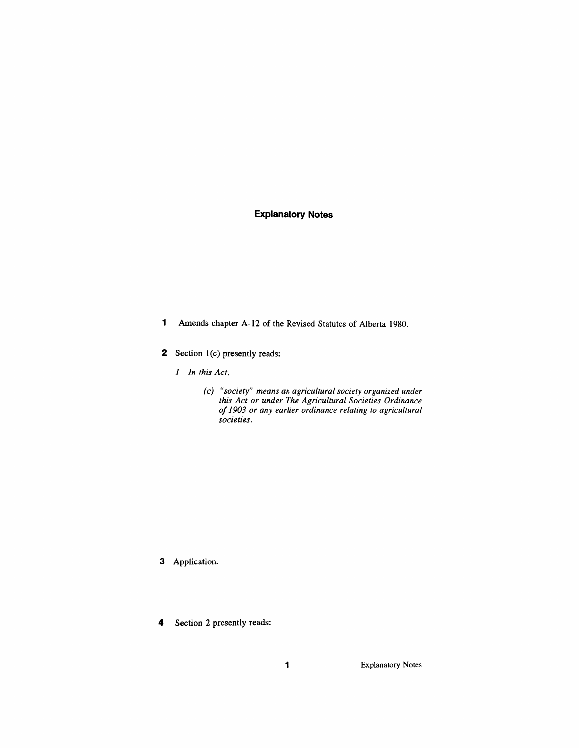## Explanatory Notes

**1** Amends chapter A-12 of the Revised Statutes of Alberta 1980.

**2** Section 1(c) presently reads:

*1 In this Act,*

*(c) "society" means an agricultural society organized under this Act or under The Agricultural Societies Ordinance of 1903 or any earlier ordinance relating to agricultural societies.*

**3** Application.

**4** Section 2 presently reads: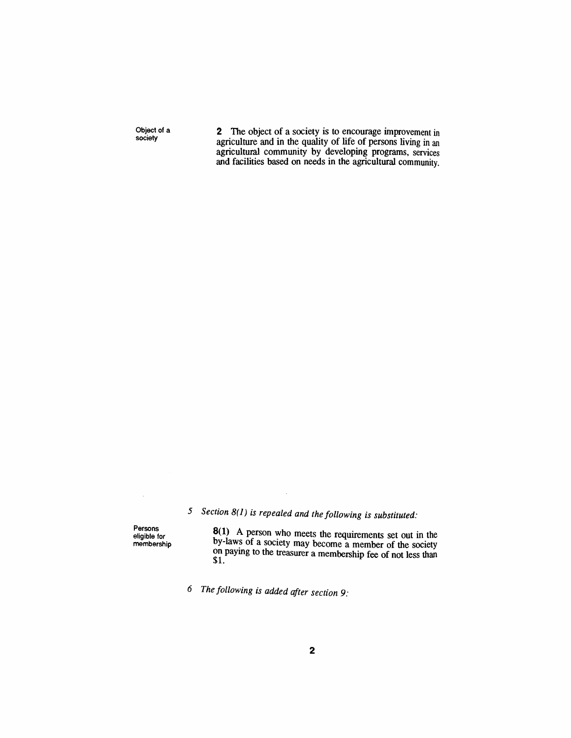Object of a society

**2** The object of a society is to encourage improvement in agriculture and in the quality of life of persons living in an agricultural community by developing programs, services and facilities based on needs in the agricultural community.

*5 Section 8(1) is repealed and the following is substituted:*

Persons eligible for membership

**8(1)** A person who meets the requirements set out in the by-laws of a society may become a member of the society on paying to the treasurer a membership fee of not less than $1.

*6 The following is added after section 9:*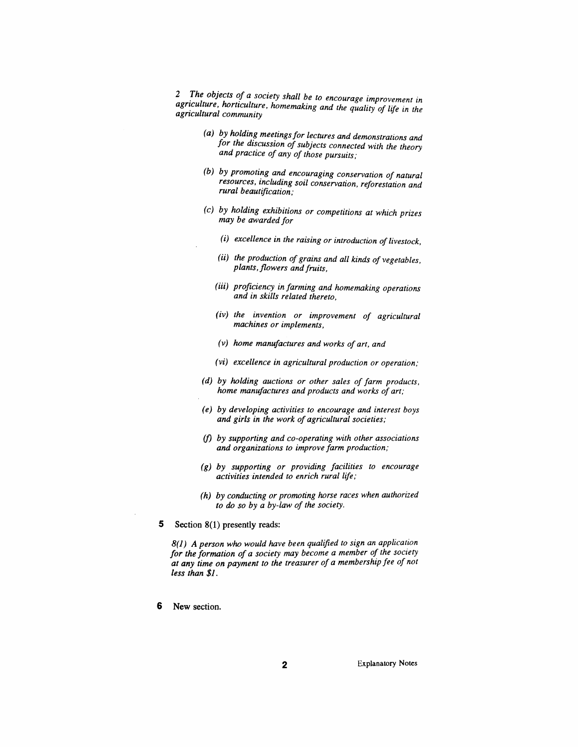*2 The objects of a society shall be to encourage improvement in agriculture, horticulture, homemaking and the quality of life in the agricultural community*

*(a) by holding meetings for lectures and demonstrations and for the discussion of subjects connected with the theory and practice of any of those pursuits;*

*(b) by promoting and encouraging conservation of natural resources, including soil conservation, reforestation and rural beautification;*

*(c) by holding exhibitions or competitions at which prizes may be awarded for*

*(i) excellence in the raising or introduction of livestock,*

*(ii) the production of grains and all kinds of vegetables, plants, flowers and fruits,*

*(iii) proficiency in farming and homemaking operations and in skills related thereto,*

*(iv) the invention or improvement of agricultural machines or implements,*

*(v) home manufactures and works of art, and*

*(vi) excellence in agricultural production or operation;*

*(d) by holding auctions or other sales of farm products, home manufactures and products and works of art;*

*(e) by developing activities to encourage and interest boys and girls in the work of agricultural societies;*

*(f) by supporting and co-operating with other associations and organizations to improve farm production;*

*(g) by supporting or providing facilities to encourage activities intended to enrich rural life;*

*(h) by conducting or promoting horse races when authorized to do so by a by-law of the society.*

**5** Section 8(1) presently reads:

*8(1) A person who would have been qualified to sign an application for the formation of a society may become a member of the society at any time on payment to the treasurer of a membership fee of not less than $1.*

**6** New section.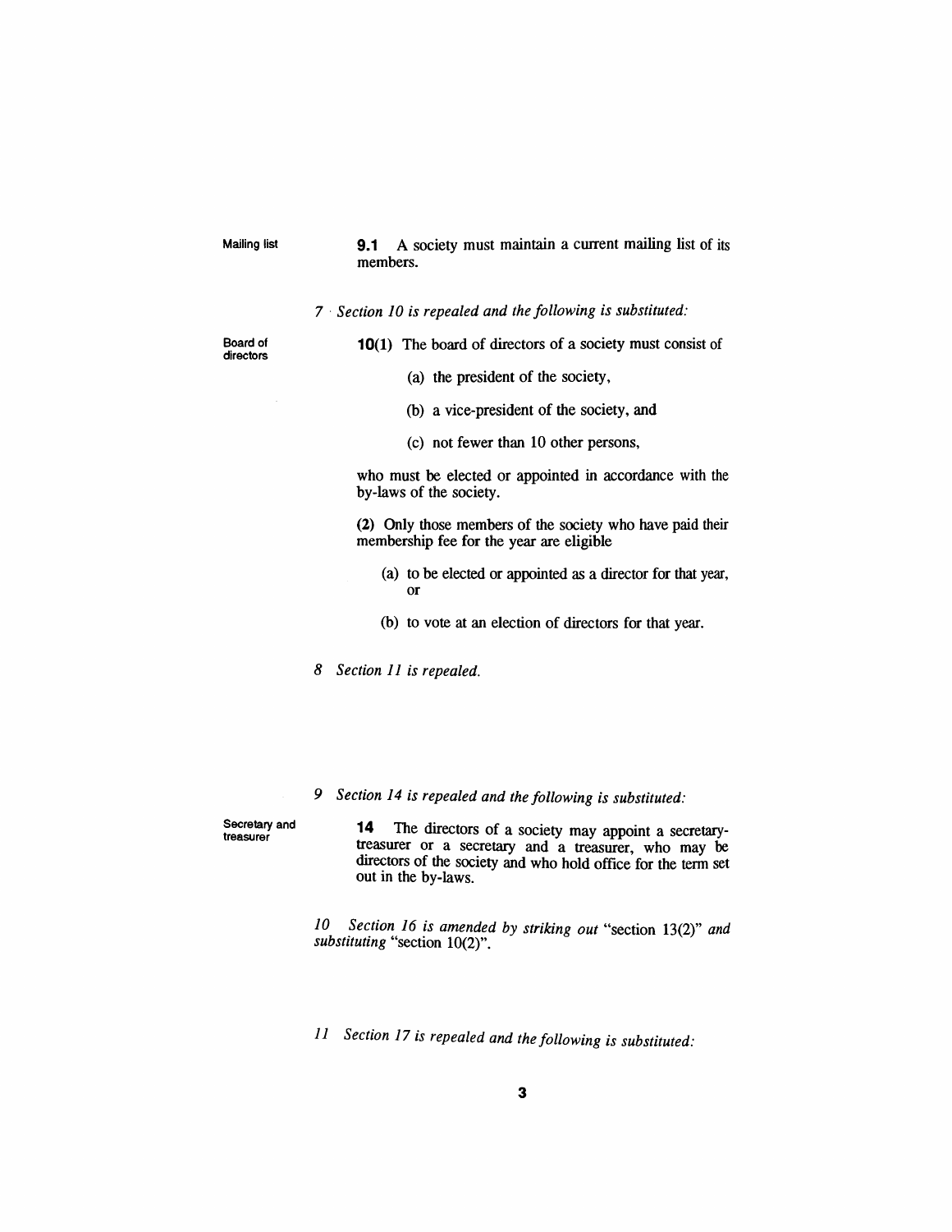Mailing list

**9.1** A society must maintain a current mailing list of its members.

*7 Section 10 is repealed and the following is substituted:*

Board of directors

**10(1)** The board of directors of a society must consist of

(a) the president of the society,

(b) a vice-president of the society, and

(c) not fewer than 10 other persons,

who must be elected or appointed in accordance with the by-laws of the society.

**(2)** Only those members of the society who have paid their membership fee for the year are eligible

(a) to be elected or appointed as a director for that year, or

(b) to vote at an election of directors for that year.

*8 Section 11 is repealed.*

*9 Section 14 is repealed and the following is substituted:*

Secretary and treasurer

**14** The directors of a society may appoint a secretary-treasurer or a secretary and a treasurer, who may be directors of the society and who hold office for the term set out in the by-laws.

*10 Section 16 is amended by striking out* "section 13(2)" *and substituting* "section 10(2)".

*11 Section 17 is repealed and the following is substituted:*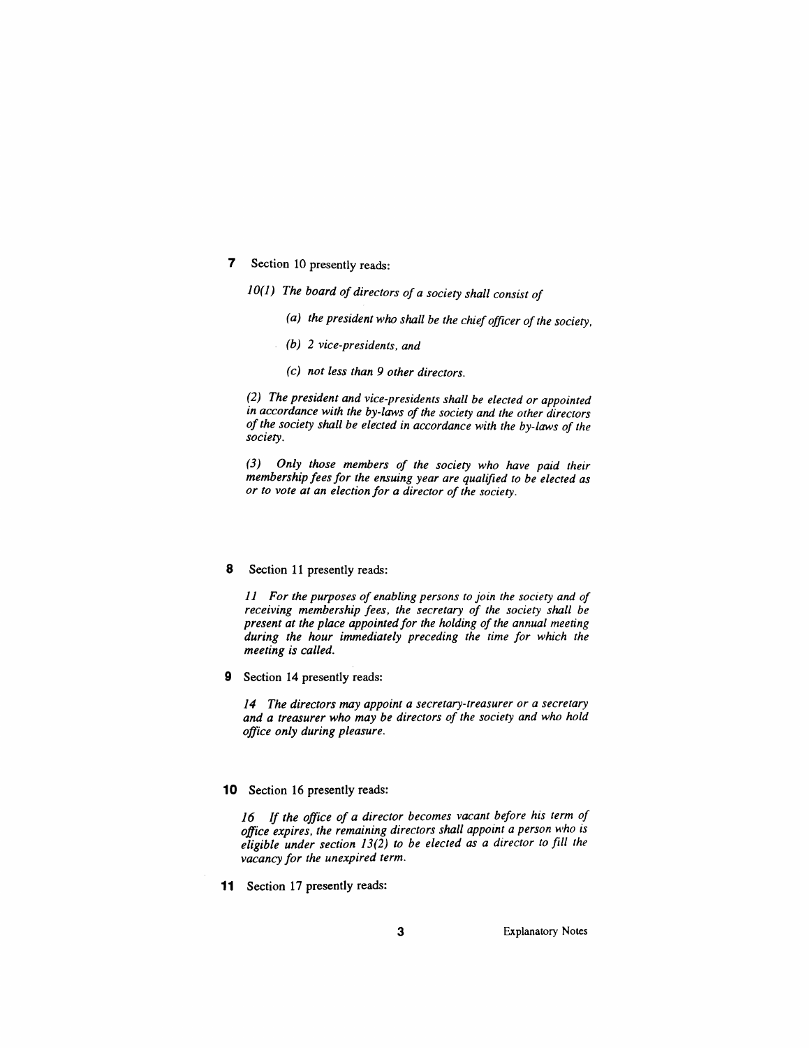**7** Section 10 presently reads:

*10(1) The board of directors of a society shall consist of*

*(a) the president who shall be the chief officer of the society,*

*(b) 2 vice-presidents, and*

*(c) not less than 9 other directors.*

*(2) The president and vice-presidents shall be elected or appointed in accordance with the by-laws of the society and the other directors of the society shall be elected in accordance with the by-laws of the society.*

*(3) Only those members of the society who have paid their membership fees for the ensuing year are qualified to be elected as or to vote at an election for a director of the society.*

**8** Section 11 presently reads:

*11 For the purposes of enabling persons to join the society and of receiving membership fees, the secretary of the society shall be present at the place appointed for the holding of the annual meeting during the hour immediately preceding the time for which the meeting is called.*

**9** Section 14 presently reads:

*14 The directors may appoint a secretary-treasurer or a secretary and a treasurer who may be directors of the society and who hold office only during pleasure.*

**10** Section 16 presently reads:

*16 If the office of a director becomes vacant before his term of office expires, the remaining directors shall appoint a person who is eligible under section 13(2) to be elected as a director to fill the vacancy for the unexpired term.*

**11** Section 17 presently reads: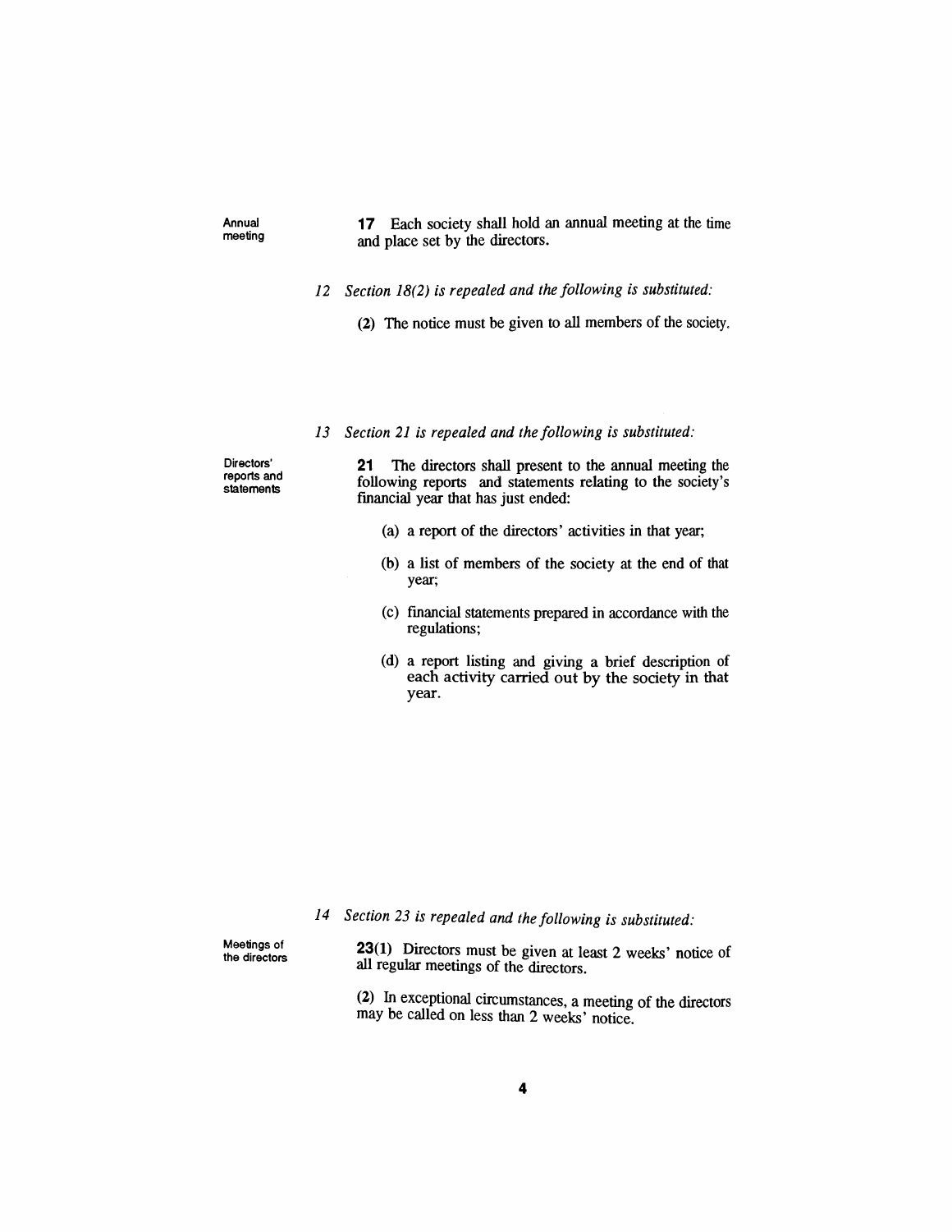Annual meeting

**17** Each society shall hold an annual meeting at the time and place set by the directors.

*12 Section 18(2) is repealed and the following is substituted:*

**(2)** The notice must be given to all members of the society.

*13 Section 21 is repealed and the following is substituted:*

Directors' reports and statements

**21** The directors shall present to the annual meeting the following reports and statements relating to the society's financial year that has just ended:

(a) a report of the directors' activities in that year;

(b) a list of members of the society at the end of that year;

(c) financial statements prepared in accordance with the regulations;

(d) a report listing and giving a brief description of each activity carried out by the society in that year.

*14 Section 23 is repealed and the following is substituted:*

Meetings of the directors

**23(1)** Directors must be given at least 2 weeks' notice of all regular meetings of the directors.

**(2)** In exceptional circumstances, a meeting of the directors may be called on less than 2 weeks' notice.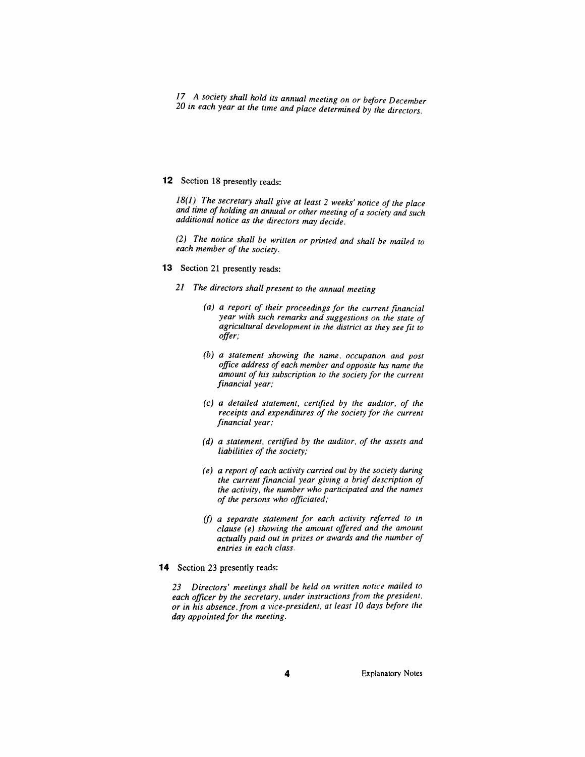*17 A society shall hold its annual meeting on or before December 20 in each year at the time and place determined by the directors.*

**12** Section 18 presently reads:

*18(1) The secretary shall give at least 2 weeks' notice of the place and time of holding an annual or other meeting of a society and such additional notice as the directors may decide.*

*(2) The notice shall be written or printed and shall be mailed to each member of the society.*

**13** Section 21 presently reads:

*21 The directors shall present to the annual meeting*

*(a) a report of their proceedings for the current financial year with such remarks and suggestions on the state of agricultural development in the district as they see fit to offer;*

*(b) a statement showing the name, occupation and post office address of each member and opposite his name the amount of his subscription to the society for the current financial year;*

*(c) a detailed statement, certified by the auditor, of the receipts and expenditures of the society for the current financial year;*

*(d) a statement, certified by the auditor, of the assets and liabilities of the society;*

*(e) a report of each activity carried out by the society during the current financial year giving a brief description of the activity, the number who participated and the names of the persons who officiated;*

*(f) a separate statement for each activity referred to in clause (e) showing the amount offered and the amount actually paid out in prizes or awards and the number of entries in each class.*

**14** Section 23 presently reads:

*23 Directors' meetings shall be held on written notice mailed to each officer by the secretary, under instructions from the president, or in his absence, from a vice-president, at least 10 days before the day appointed for the meeting.*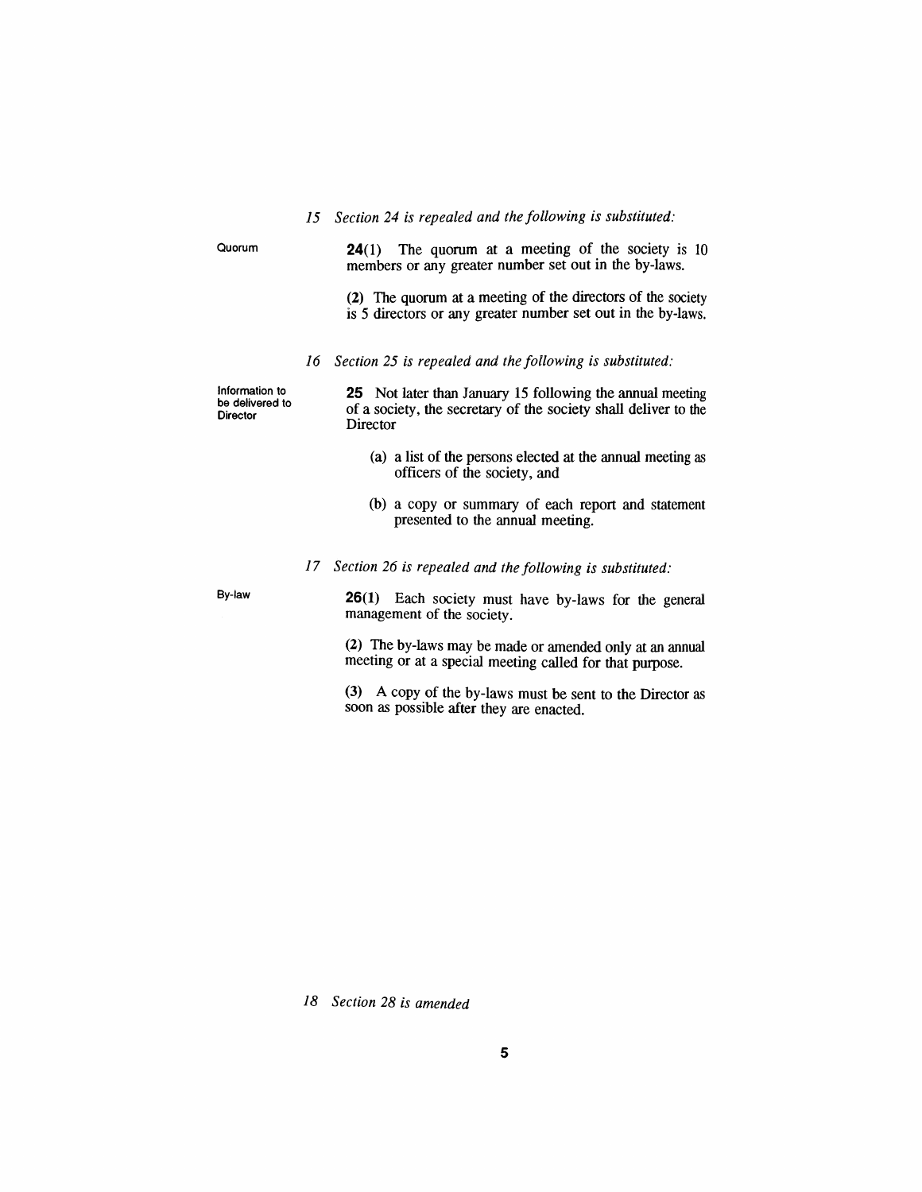*15 Section 24 is repealed and the following is substituted:*

Quorum

**24**(1) The quorum at a meeting of the society is 10 members or any greater number set out in the by-laws.

**(2)** The quorum at a meeting of the directors of the society is 5 directors or any greater number set out in the by-laws.

*16 Section 25 is repealed and the following is substituted:*

Information to be delivered to Director

**25** Not later than January 15 following the annual meeting of a society, the secretary of the society shall deliver to the Director

(a) a list of the persons elected at the annual meeting as officers of the society, and

(b) a copy or summary of each report and statement presented to the annual meeting.

*17 Section 26 is repealed and the following is substituted:*

By-law

**26(1)** Each society must have by-laws for the general management of the society.

**(2)** The by-laws may be made or amended only at an annual meeting or at a special meeting called for that purpose.

**(3)** A copy of the by-laws must be sent to the Director as soon as possible after they are enacted.

*18 Section 28 is amended*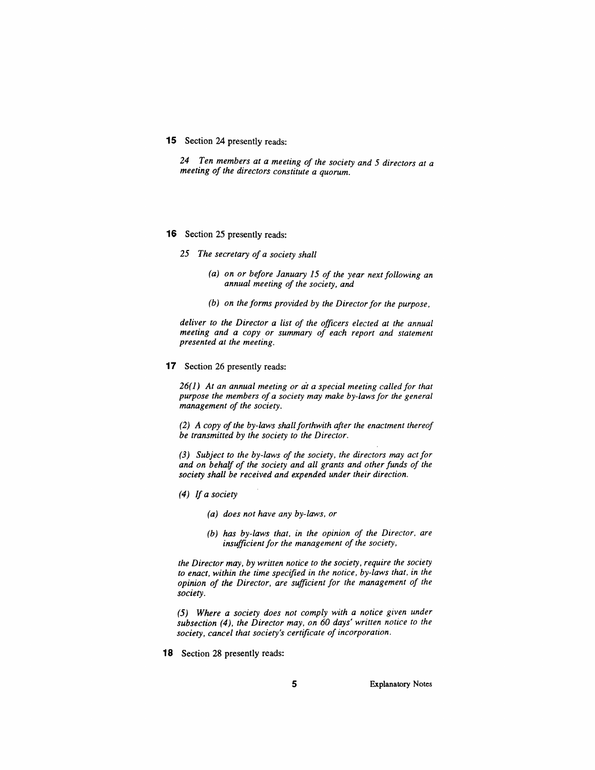**15** Section 24 presently reads:

*24 Ten members at a meeting of the society and 5 directors at a meeting of the directors constitute a quorum.*

**16** Section 25 presently reads:

*25 The secretary of a society shall*

*(a) on or before January 15 of the year next following an annual meeting of the society, and*

*(b) on the forms provided by the Director for the purpose,*

*deliver to the Director a list of the officers elected at the annual meeting and a copy or summary of each report and statement presented at the meeting.*

**17** Section 26 presently reads:

*26(1) At an annual meeting or at a special meeting called for that purpose the members of a society may make by-laws for the general management of the society.*

*(2) A copy of the by-laws shall forthwith after the enactment thereof be transmitted by the society to the Director.*

*(3) Subject to the by-laws of the society, the directors may act for and on behalf of the society and all grants and other funds of the society shall be received and expended under their direction.*

*(4) If a society*

*(a) does not have any by-laws, or*

*(b) has by-laws that, in the opinion of the Director, are insufficient for the management of the society,*

*the Director may, by written notice to the society, require the society to enact, within the time specified in the notice, by-laws that, in the opinion of the Director, are sufficient for the management of the society.*

*(5) Where a society does not comply with a notice given under subsection (4), the Director may, on 60 days' written notice to the society, cancel that society's certificate of incorporation.*

**18** Section 28 presently reads: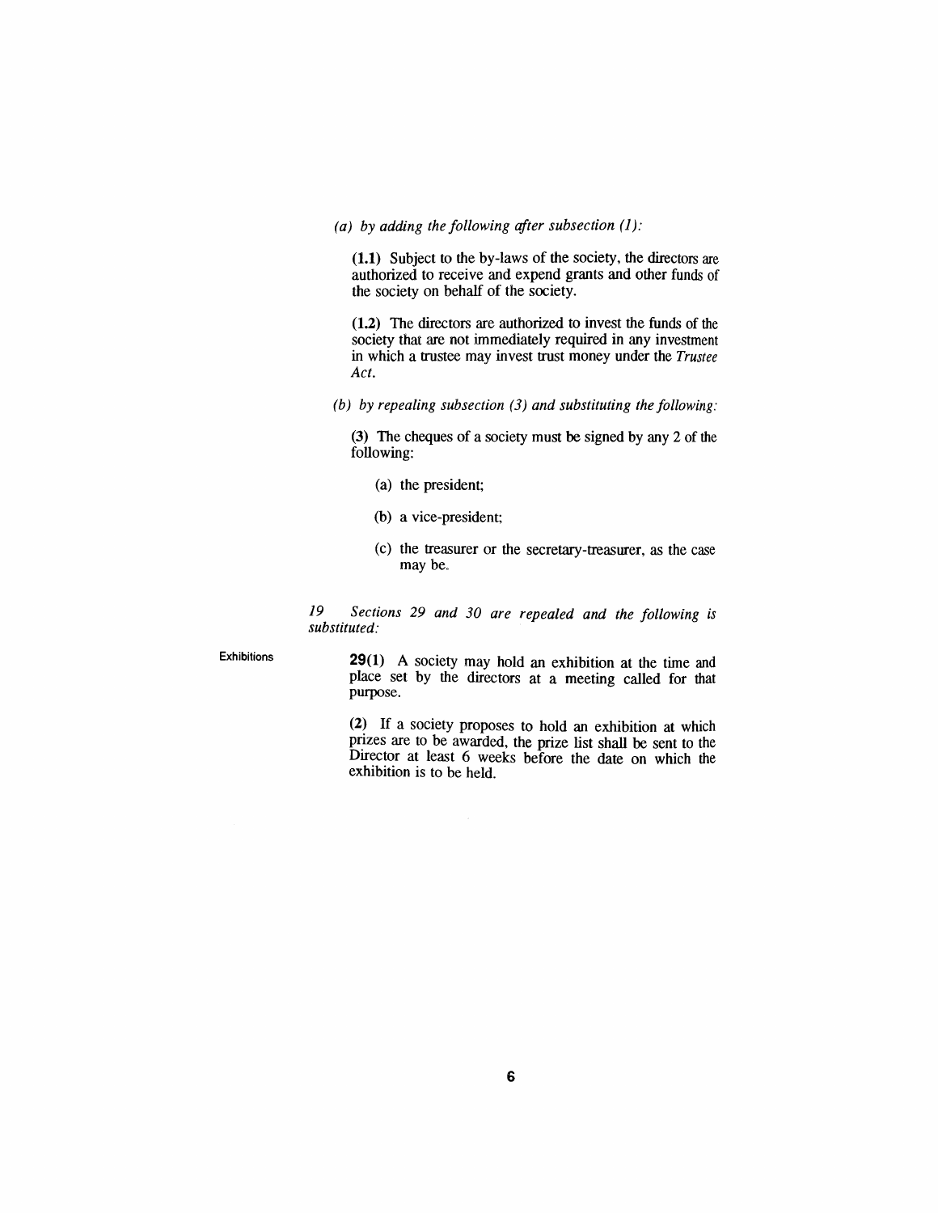*(a) by adding the following after subsection (1):*

**(1.1)** Subject to the by-laws of the society, the directors are authorized to receive and expend grants and other funds of the society on behalf of the society.

**(1.2)** The directors are authorized to invest the funds of the society that are not immediately required in any investment in which a trustee may invest trust money under the *Trustee Act*.

*(b) by repealing subsection (3) and substituting the following:*

**(3)** The cheques of a society must be signed by any 2 of the following:

(a) the president;

(b) a vice-president;

(c) the treasurer or the secretary-treasurer, as the case may be.

*19 Sections 29 and 30 are repealed and the following is substituted:*

Exhibitions

**29(1)** A society may hold an exhibition at the time and place set by the directors at a meeting called for that purpose.

**(2)** If a society proposes to hold an exhibition at which prizes are to be awarded, the prize list shall be sent to the Director at least 6 weeks before the date on which the exhibition is to be held.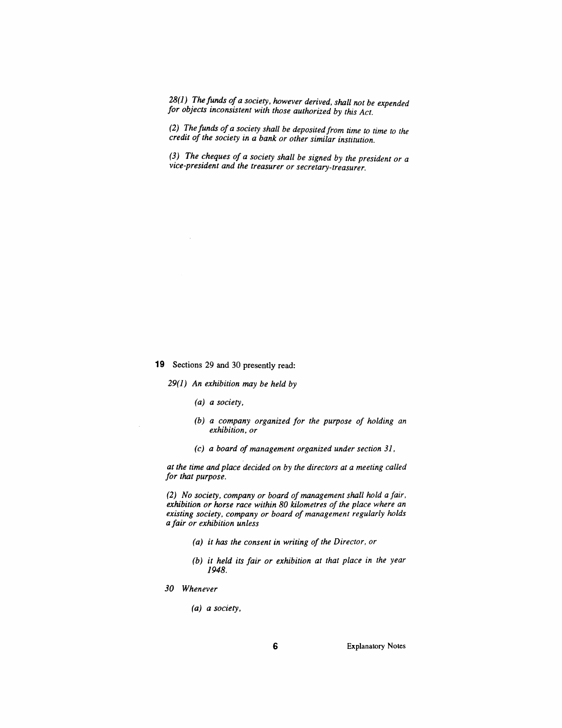*28(1) The funds of a society, however derived, shall not be expended for objects inconsistent with those authorized by this Act.*

*(2) The funds of a society shall be deposited from time to time to the credit of the society in a bank or other similar institution.*

*(3) The cheques of a society shall be signed by the president or a vice-president and the treasurer or secretary-treasurer.*

**19** Sections 29 and 30 presently read:

*29(1) An exhibition may be held by*

*(a) a society,*

*(b) a company organized for the purpose of holding an exhibition, or*

*(c) a board of management organized under section 31,*

*at the time and place decided on by the directors at a meeting called for that purpose.*

*(2) No society, company or board of management shall hold a fair, exhibition or horse race within 80 kilometres of the place where an existing society, company or board of management regularly holds a fair or exhibition unless*

*(a) it has the consent in writing of the Director, or*

*(b) it held its fair or exhibition at that place in the year 1948.*

*30 Whenever*

*(a) a society,*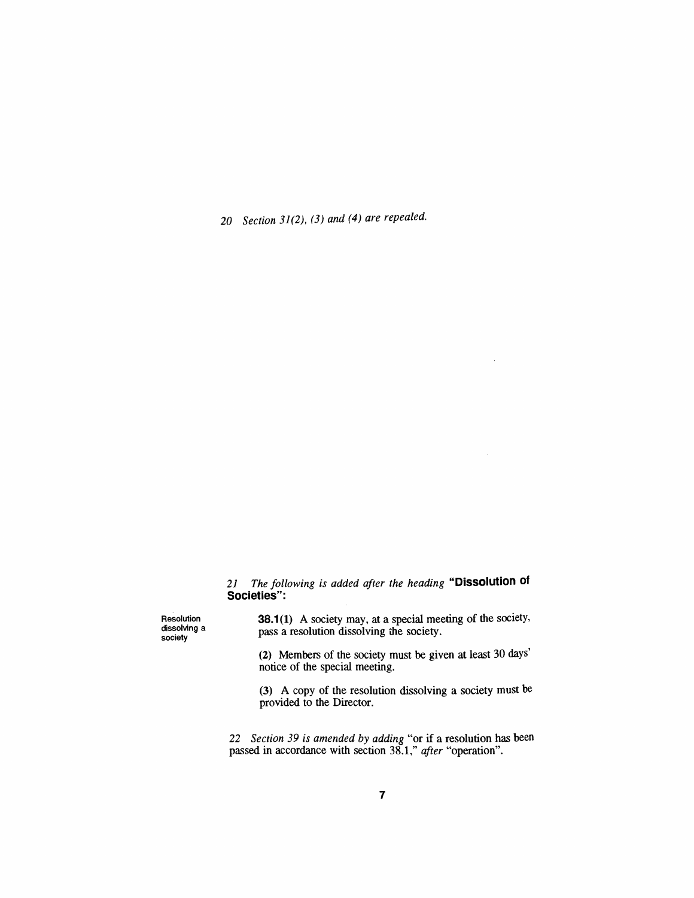*20 Section 31(2), (3) and (4) are repealed.*

*21 The following is added after the heading* **"Dissolution of Societies":**

Resolution dissolving a society

**38.1(1)** A society may, at a special meeting of the society, pass a resolution dissolving the society.

**(2)** Members of the society must be given at least 30 days' notice of the special meeting.

**(3)** A copy of the resolution dissolving a society must be provided to the Director.

*22 Section 39 is amended by adding* "or if a resolution has been passed in accordance with section 38.1," *after* "operation".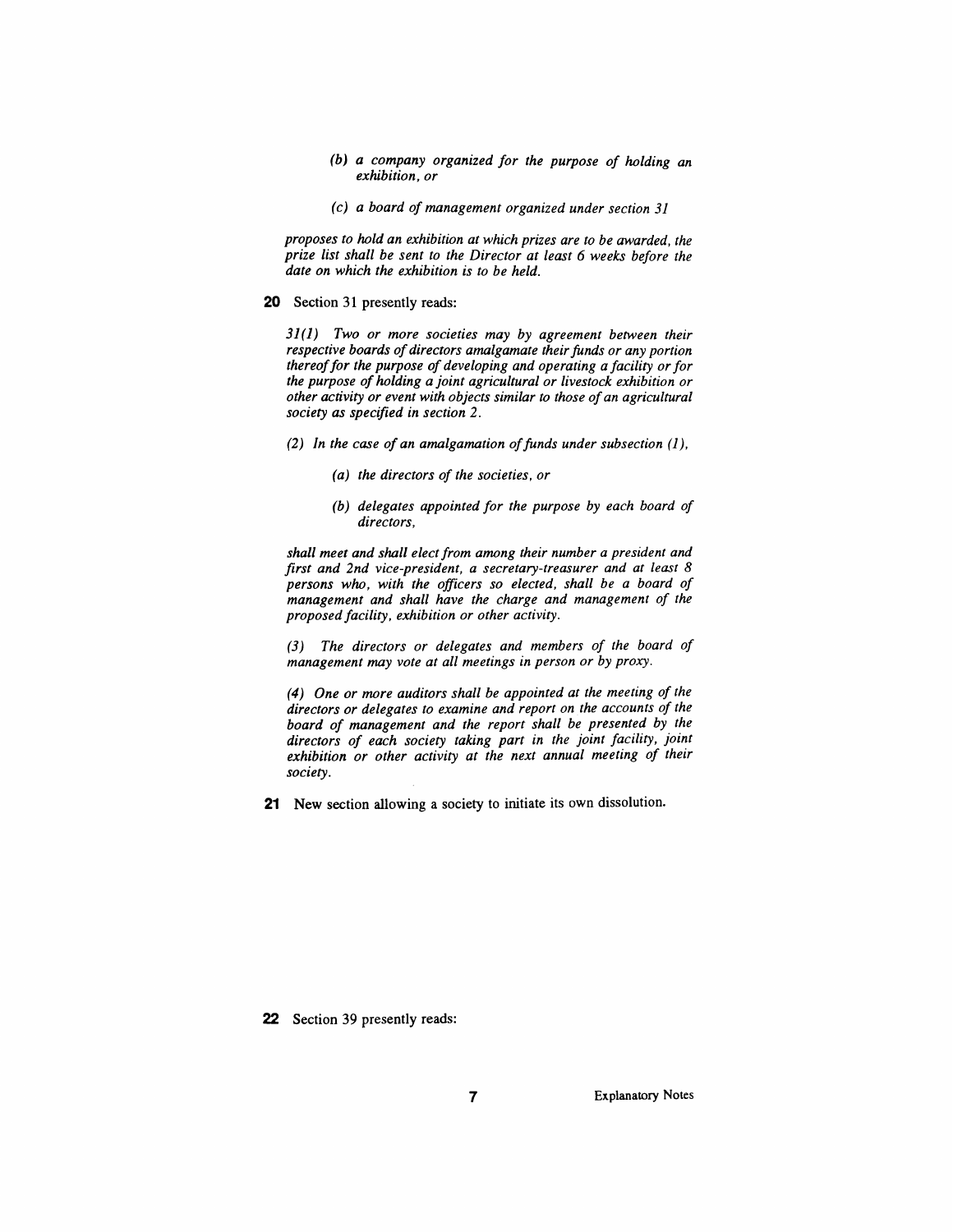*(b) a company organized for the purpose of holding an exhibition, or*

*(c) a board of management organized under section 31*

*proposes to hold an exhibition at which prizes are to be awarded, the prize list shall be sent to the Director at least 6 weeks before the date on which the exhibition is to be held.*

**20** Section 31 presently reads:

*31(1) Two or more societies may by agreement between their respective boards of directors amalgamate their funds or any portion thereof for the purpose of developing and operating a facility or for the purpose of holding a joint agricultural or livestock exhibition or other activity or event with objects similar to those of an agricultural society as specified in section 2.*

*(2) In the case of an amalgamation of funds under subsection (1),*

*(a) the directors of the societies, or*

*(b) delegates appointed for the purpose by each board of directors,*

*shall meet and shall elect from among their number a president and first and 2nd vice-president, a secretary-treasurer and at least 8 persons who, with the officers so elected, shall be a board of management and shall have the charge and management of the proposed facility, exhibition or other activity.*

*(3) The directors or delegates and members of the board of management may vote at all meetings in person or by proxy.*

*(4) One or more auditors shall be appointed at the meeting of the directors or delegates to examine and report on the accounts of the board of management and the report shall be presented by the directors of each society taking part in the joint facility, joint exhibition or other activity at the next annual meeting of their society.*

**21** New section allowing a society to initiate its own dissolution.

**22** Section 39 presently reads: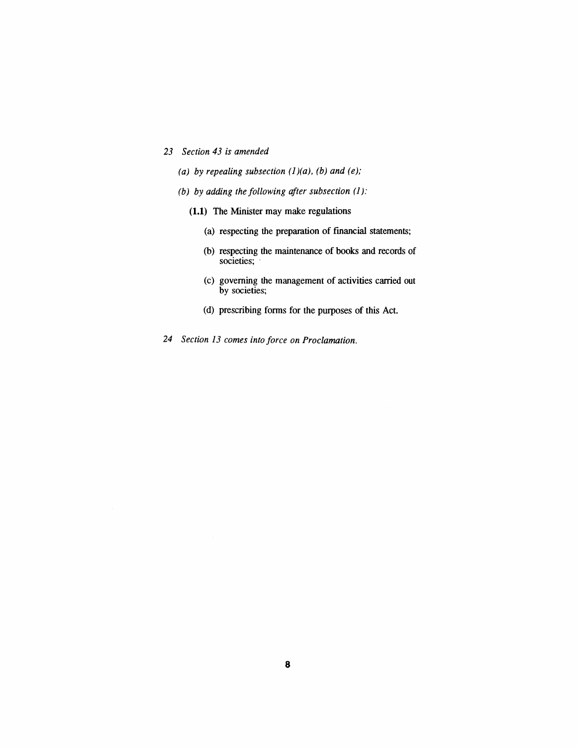*23 Section 43 is amended*

*(a) by repealing subsection (1)(a), (b) and (e);*

*(b) by adding the following after subsection (1):*

**(1.1)** The Minister may make regulations

(a) respecting the preparation of financial statements;

(b) respecting the maintenance of books and records of societies;

(c) governing the management of activities carried out by societies;

(d) prescribing forms for the purposes of this Act.

*24 Section 13 comes into force on Proclamation.*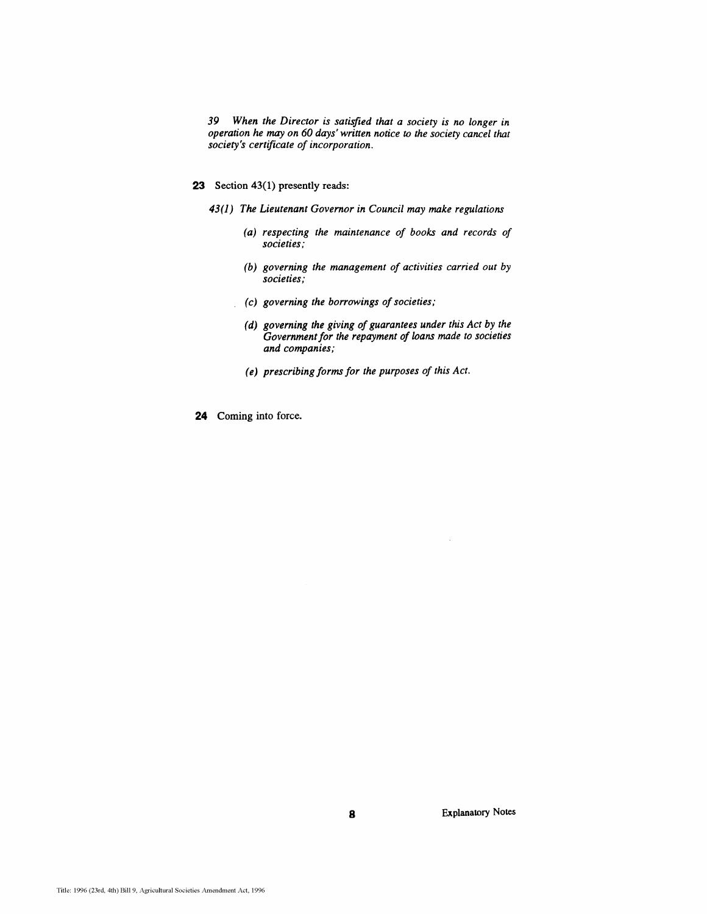*39 When the Director is satisfied that a society is no longer in operation he may on 60 days' written notice to the society cancel that society's certificate of incorporation.*

**23** Section 43(1) presently reads:

*43(1) The Lieutenant Governor in Council may make regulations*

*(a) respecting the maintenance of books and records of societies;*

*(b) governing the management of activities carried out by societies;*

*(c) governing the borrowings of societies;*

*(d) governing the giving of guarantees under this Act by the Government for the repayment of loans made to societies and companies;*

*(e) prescribing forms for the purposes of this Act.*

**24** Coming into force.